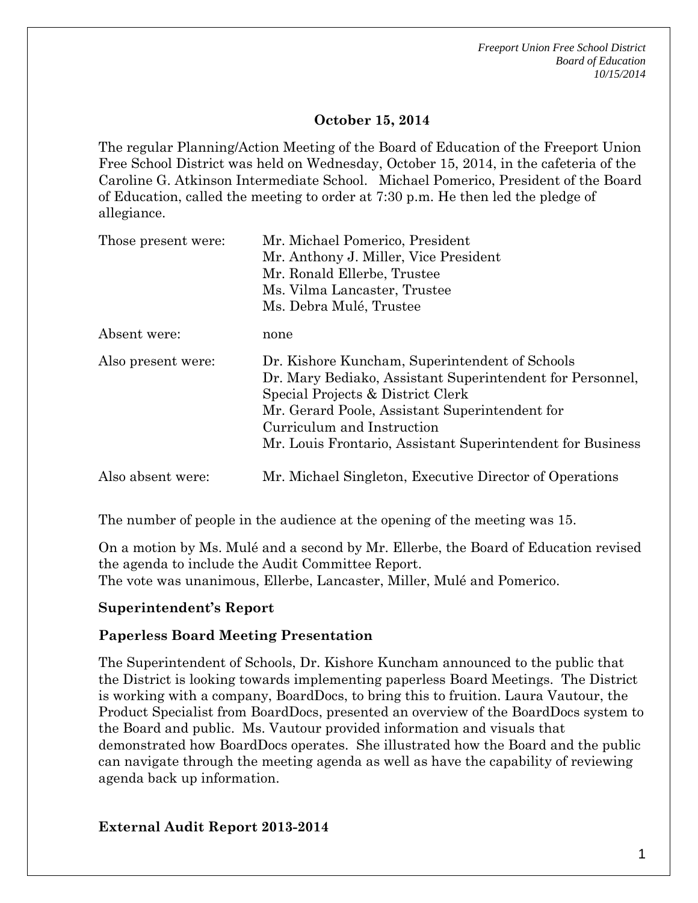**October 15, 2014**

The regular Planning/Action Meeting of the Board of Education of the Freeport Union Free School District was held on Wednesday, October 15, 2014, in the cafeteria of the Caroline G. Atkinson Intermediate School. Michael Pomerico, President of the Board of Education, called the meeting to order at 7:30 p.m. He then led the pledge of allegiance.

| | |
|---|---|
| Those present were: | Mr. Michael Pomerico, President<br>Mr. Anthony J. Miller, Vice President<br>Mr. Ronald Ellerbe, Trustee<br>Ms. Vilma Lancaster, Trustee<br>Ms. Debra Mulé, Trustee |
| Absent were: | none |
| Also present were: | Dr. Kishore Kuncham, Superintendent of Schools<br>Dr. Mary Bediako, Assistant Superintendent for Personnel, Special Projects & District Clerk<br>Mr. Gerard Poole, Assistant Superintendent for Curriculum and Instruction<br>Mr. Louis Frontario, Assistant Superintendent for Business |
| Also absent were: | Mr. Michael Singleton, Executive Director of Operations |

The number of people in the audience at the opening of the meeting was 15.

On a motion by Ms. Mulé and a second by Mr. Ellerbe, the Board of Education revised the agenda to include the Audit Committee Report.
The vote was unanimous, Ellerbe, Lancaster, Miller, Mulé and Pomerico.

**Superintendent's Report**

**Paperless Board Meeting Presentation**

The Superintendent of Schools, Dr. Kishore Kuncham announced to the public that the District is looking towards implementing paperless Board Meetings. The District is working with a company, BoardDocs, to bring this to fruition. Laura Vautour, the Product Specialist from BoardDocs, presented an overview of the BoardDocs system to the Board and public. Ms. Vautour provided information and visuals that demonstrated how BoardDocs operates. She illustrated how the Board and the public can navigate through the meeting agenda as well as have the capability of reviewing agenda back up information.

**External Audit Report 2013-2014**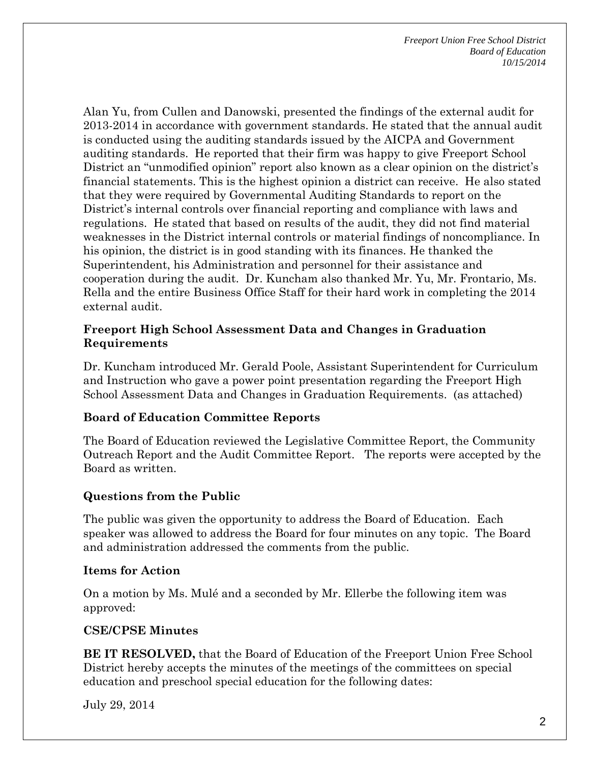Alan Yu, from Cullen and Danowski, presented the findings of the external audit for 2013-2014 in accordance with government standards. He stated that the annual audit is conducted using the auditing standards issued by the AICPA and Government auditing standards. He reported that their firm was happy to give Freeport School District an "unmodified opinion" report also known as a clear opinion on the district's financial statements. This is the highest opinion a district can receive. He also stated that they were required by Governmental Auditing Standards to report on the District's internal controls over financial reporting and compliance with laws and regulations. He stated that based on results of the audit, they did not find material weaknesses in the District internal controls or material findings of noncompliance. In his opinion, the district is in good standing with its finances. He thanked the Superintendent, his Administration and personnel for their assistance and cooperation during the audit. Dr. Kuncham also thanked Mr. Yu, Mr. Frontario, Ms. Rella and the entire Business Office Staff for their hard work in completing the 2014 external audit.

**Freeport High School Assessment Data and Changes in Graduation Requirements**

Dr. Kuncham introduced Mr. Gerald Poole, Assistant Superintendent for Curriculum and Instruction who gave a power point presentation regarding the Freeport High School Assessment Data and Changes in Graduation Requirements. (as attached)

**Board of Education Committee Reports**

The Board of Education reviewed the Legislative Committee Report, the Community Outreach Report and the Audit Committee Report. The reports were accepted by the Board as written.

**Questions from the Public**

The public was given the opportunity to address the Board of Education. Each speaker was allowed to address the Board for four minutes on any topic. The Board and administration addressed the comments from the public.

**Items for Action**

On a motion by Ms. Mulé and a seconded by Mr. Ellerbe the following item was approved:

**CSE/CPSE Minutes**

**BE IT RESOLVED,** that the Board of Education of the Freeport Union Free School District hereby accepts the minutes of the meetings of the committees on special education and preschool special education for the following dates:

July 29, 2014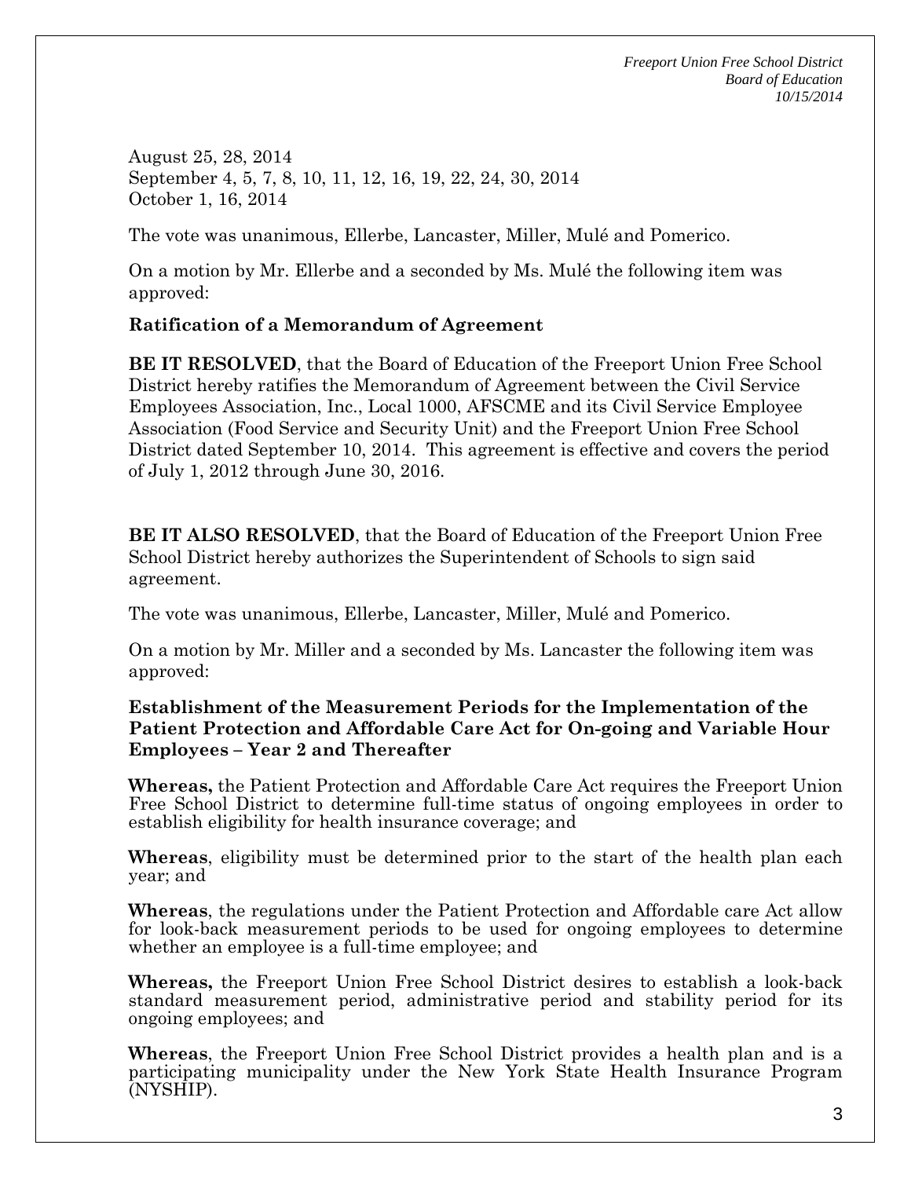August 25, 28, 2014
September 4, 5, 7, 8, 10, 11, 12, 16, 19, 22, 24, 30, 2014
October 1, 16, 2014

The vote was unanimous, Ellerbe, Lancaster, Miller, Mulé and Pomerico.

On a motion by Mr. Ellerbe and a seconded by Ms. Mulé the following item was approved:

**Ratification of a Memorandum of Agreement**

**BE IT RESOLVED**, that the Board of Education of the Freeport Union Free School District hereby ratifies the Memorandum of Agreement between the Civil Service Employees Association, Inc., Local 1000, AFSCME and its Civil Service Employee Association (Food Service and Security Unit) and the Freeport Union Free School District dated September 10, 2014. This agreement is effective and covers the period of July 1, 2012 through June 30, 2016.

**BE IT ALSO RESOLVED**, that the Board of Education of the Freeport Union Free School District hereby authorizes the Superintendent of Schools to sign said agreement.

The vote was unanimous, Ellerbe, Lancaster, Miller, Mulé and Pomerico.

On a motion by Mr. Miller and a seconded by Ms. Lancaster the following item was approved:

**Establishment of the Measurement Periods for the Implementation of the Patient Protection and Affordable Care Act for On-going and Variable Hour Employees – Year 2 and Thereafter**

**Whereas,** the Patient Protection and Affordable Care Act requires the Freeport Union Free School District to determine full-time status of ongoing employees in order to establish eligibility for health insurance coverage; and

**Whereas**, eligibility must be determined prior to the start of the health plan each year; and

**Whereas**, the regulations under the Patient Protection and Affordable care Act allow for look-back measurement periods to be used for ongoing employees to determine whether an employee is a full-time employee; and

**Whereas,** the Freeport Union Free School District desires to establish a look-back standard measurement period, administrative period and stability period for its ongoing employees; and

**Whereas**, the Freeport Union Free School District provides a health plan and is a participating municipality under the New York State Health Insurance Program (NYSHIP).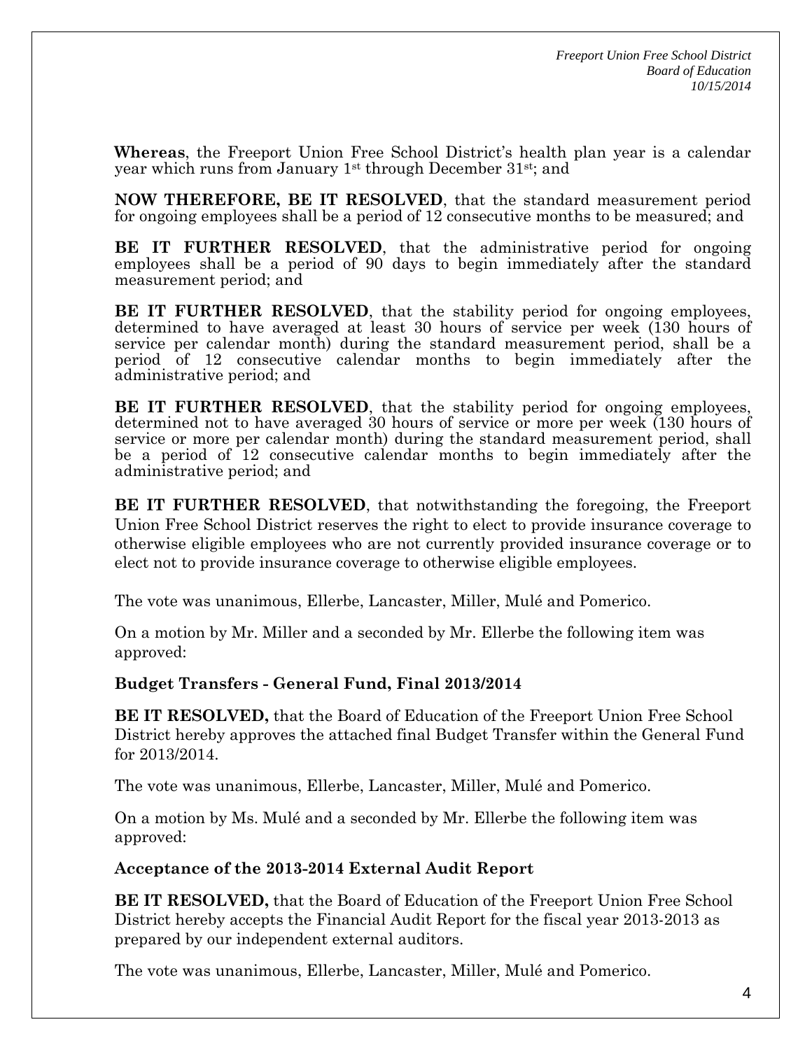**Whereas**, the Freeport Union Free School District's health plan year is a calendar year which runs from January 1st through December 31st; and

**NOW THEREFORE, BE IT RESOLVED**, that the standard measurement period for ongoing employees shall be a period of 12 consecutive months to be measured; and

**BE IT FURTHER RESOLVED**, that the administrative period for ongoing employees shall be a period of 90 days to begin immediately after the standard measurement period; and

**BE IT FURTHER RESOLVED**, that the stability period for ongoing employees, determined to have averaged at least 30 hours of service per week (130 hours of service per calendar month) during the standard measurement period, shall be a period of 12 consecutive calendar months to begin immediately after the administrative period; and

**BE IT FURTHER RESOLVED**, that the stability period for ongoing employees, determined not to have averaged 30 hours of service or more per week (130 hours of service or more per calendar month) during the standard measurement period, shall be a period of 12 consecutive calendar months to begin immediately after the administrative period; and

**BE IT FURTHER RESOLVED**, that notwithstanding the foregoing, the Freeport Union Free School District reserves the right to elect to provide insurance coverage to otherwise eligible employees who are not currently provided insurance coverage or to elect not to provide insurance coverage to otherwise eligible employees.

The vote was unanimous, Ellerbe, Lancaster, Miller, Mulé and Pomerico.

On a motion by Mr. Miller and a seconded by Mr. Ellerbe the following item was approved:

**Budget Transfers - General Fund, Final 2013/2014**

**BE IT RESOLVED,** that the Board of Education of the Freeport Union Free School District hereby approves the attached final Budget Transfer within the General Fund for 2013/2014.

The vote was unanimous, Ellerbe, Lancaster, Miller, Mulé and Pomerico.

On a motion by Ms. Mulé and a seconded by Mr. Ellerbe the following item was approved:

**Acceptance of the 2013-2014 External Audit Report**

**BE IT RESOLVED,** that the Board of Education of the Freeport Union Free School District hereby accepts the Financial Audit Report for the fiscal year 2013-2013 as prepared by our independent external auditors.

The vote was unanimous, Ellerbe, Lancaster, Miller, Mulé and Pomerico.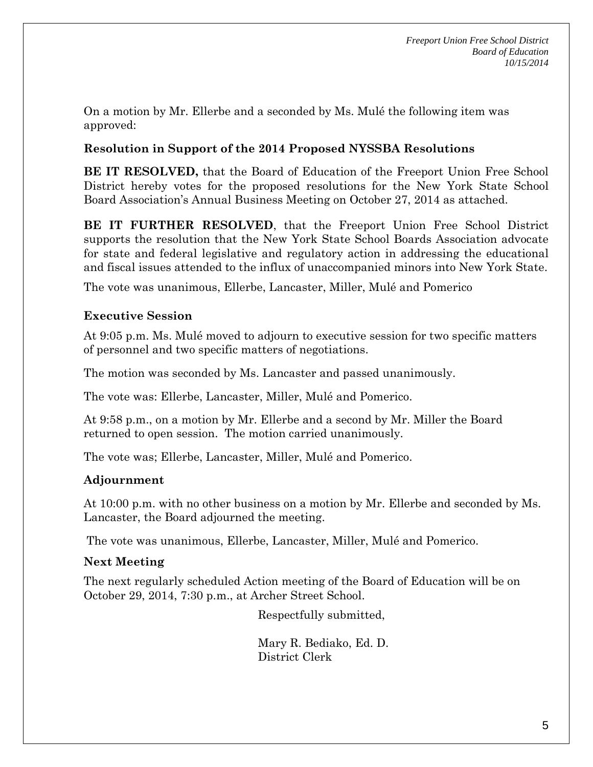On a motion by Mr. Ellerbe and a seconded by Ms. Mulé the following item was approved:

**Resolution in Support of the 2014 Proposed NYSSBA Resolutions**

**BE IT RESOLVED,** that the Board of Education of the Freeport Union Free School District hereby votes for the proposed resolutions for the New York State School Board Association's Annual Business Meeting on October 27, 2014 as attached.

**BE IT FURTHER RESOLVED**, that the Freeport Union Free School District supports the resolution that the New York State School Boards Association advocate for state and federal legislative and regulatory action in addressing the educational and fiscal issues attended to the influx of unaccompanied minors into New York State.

The vote was unanimous, Ellerbe, Lancaster, Miller, Mulé and Pomerico

**Executive Session**

At 9:05 p.m. Ms. Mulé moved to adjourn to executive session for two specific matters of personnel and two specific matters of negotiations.

The motion was seconded by Ms. Lancaster and passed unanimously.

The vote was: Ellerbe, Lancaster, Miller, Mulé and Pomerico.

At 9:58 p.m., on a motion by Mr. Ellerbe and a second by Mr. Miller the Board returned to open session. The motion carried unanimously.

The vote was; Ellerbe, Lancaster, Miller, Mulé and Pomerico.

**Adjournment**

At 10:00 p.m. with no other business on a motion by Mr. Ellerbe and seconded by Ms. Lancaster, the Board adjourned the meeting.

The vote was unanimous, Ellerbe, Lancaster, Miller, Mulé and Pomerico.

**Next Meeting**

The next regularly scheduled Action meeting of the Board of Education will be on October 29, 2014, 7:30 p.m., at Archer Street School.

Respectfully submitted,

Mary R. Bediako, Ed. D.
District Clerk